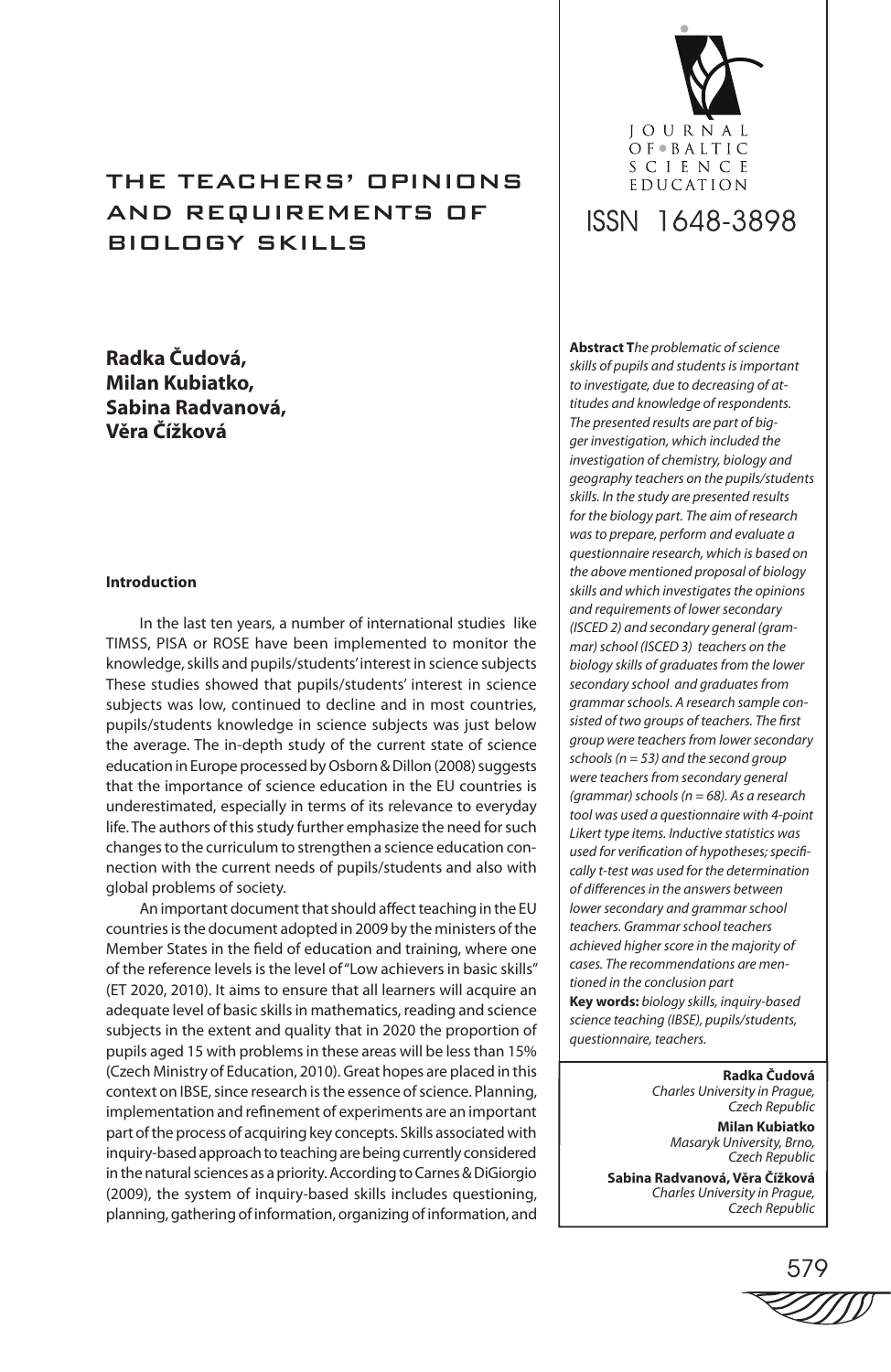# THE TEACHERS' OPINIONS AND REQUIREMENTS OF BIOLOGY SKILLS

**Radka Čudová, Milan Kubiatko, Sabina Radvanová, Věra Čížková**

**Abstract T***he problematic of science skills of pupils and students is important to investigate, due to decreasing of attitudes and knowledge of respondents. The presented results are part of bigger investigation, which included the investigation of chemistry, biology and geography teachers on the pupils/students skills. In the study are presented results for the biology part. The aim of research was to prepare, perform and evaluate a questionnaire research, which is based on the above mentioned proposal of biology skills and which investigates the opinions and requirements of lower secondary (ISCED 2) and secondary general (grammar) school (ISCED 3) teachers on the biology skills of graduates from the lower secondary school and graduates from grammar schools. A research sample consisted of two groups of teachers. The first group were teachers from lower secondary schools (n = 53) and the second group were teachers from secondary general (grammar) schools (n = 68). As a research tool was used a questionnaire with 4-point Likert type items. Inductive statistics was used for verification of hypotheses; specifically t-test was used for the determination of differences in the answers between lower secondary and grammar school teachers. Grammar school teachers achieved higher score in the majority of cases. The recommendations are mentioned in the conclusion part*

**Key words:** *biology skills, inquiry-based science teaching (IBSE), pupils/students, questionnaire, teachers.*

**Radka Čudová**
*Charles University in Prague, Czech Republic*

**Milan Kubiatko**
*Masaryk University, Brno, Czech Republic*

**Sabina Radvanová, Věra Čížková**
*Charles University in Prague, Czech Republic*

## Introduction

In the last ten years, a number of international studies like TIMSS, PISA or ROSE have been implemented to monitor the knowledge, skills and pupils/students' interest in science subjects These studies showed that pupils/students' interest in science subjects was low, continued to decline and in most countries, pupils/students knowledge in science subjects was just below the average. The in-depth study of the current state of science education in Europe processed by Osborn & Dillon (2008) suggests that the importance of science education in the EU countries is underestimated, especially in terms of its relevance to everyday life. The authors of this study further emphasize the need for such changes to the curriculum to strengthen a science education connection with the current needs of pupils/students and also with global problems of society.

An important document that should affect teaching in the EU countries is the document adopted in 2009 by the ministers of the Member States in the field of education and training, where one of the reference levels is the level of "Low achievers in basic skills" (ET 2020, 2010). It aims to ensure that all learners will acquire an adequate level of basic skills in mathematics, reading and science subjects in the extent and quality that in 2020 the proportion of pupils aged 15 with problems in these areas will be less than 15% (Czech Ministry of Education, 2010). Great hopes are placed in this context on IBSE, since research is the essence of science. Planning, implementation and refinement of experiments are an important part of the process of acquiring key concepts. Skills associated with inquiry-based approach to teaching are being currently considered in the natural sciences as a priority. According to Carnes & DiGiorgio (2009), the system of inquiry-based skills includes questioning, planning, gathering of information, organizing of information, and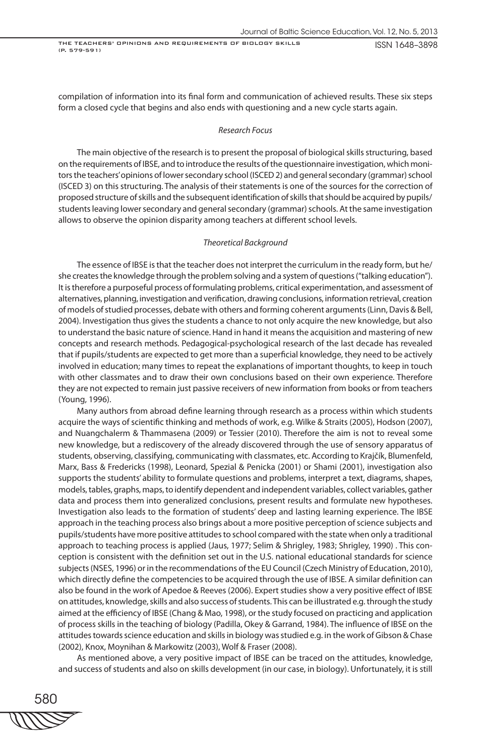compilation of information into its final form and communication of achieved results. These six steps form a closed cycle that begins and also ends with questioning and a new cycle starts again.

### *Research Focus*

The main objective of the research is to present the proposal of biological skills structuring, based on the requirements of IBSE, and to introduce the results of the questionnaire investigation, which monitors the teachers' opinions of lower secondary school (ISCED 2) and general secondary (grammar) school (ISCED 3) on this structuring. The analysis of their statements is one of the sources for the correction of proposed structure of skills and the subsequent identification of skills that should be acquired by pupils/students leaving lower secondary and general secondary (grammar) schools. At the same investigation allows to observe the opinion disparity among teachers at different school levels.

### *Theoretical Background*

The essence of IBSE is that the teacher does not interpret the curriculum in the ready form, but he/she creates the knowledge through the problem solving and a system of questions ("talking education"). It is therefore a purposeful process of formulating problems, critical experimentation, and assessment of alternatives, planning, investigation and verification, drawing conclusions, information retrieval, creation of models of studied processes, debate with others and forming coherent arguments (Linn, Davis & Bell, 2004). Investigation thus gives the students a chance to not only acquire the new knowledge, but also to understand the basic nature of science. Hand in hand it means the acquisition and mastering of new concepts and research methods. Pedagogical-psychological research of the last decade has revealed that if pupils/students are expected to get more than a superficial knowledge, they need to be actively involved in education; many times to repeat the explanations of important thoughts, to keep in touch with other classmates and to draw their own conclusions based on their own experience. Therefore they are not expected to remain just passive receivers of new information from books or from teachers (Young, 1996).

Many authors from abroad define learning through research as a process within which students acquire the ways of scientific thinking and methods of work, e.g. Wilke & Straits (2005), Hodson (2007), and Nuangchalerm & Thammasena (2009) or Tessier (2010). Therefore the aim is not to reveal some new knowledge, but a rediscovery of the already discovered through the use of sensory apparatus of students, observing, classifying, communicating with classmates, etc. According to Krajčík, Blumenfeld, Marx, Bass & Fredericks (1998), Leonard, Spezial & Penicka (2001) or Shami (2001), investigation also supports the students' ability to formulate questions and problems, interpret a text, diagrams, shapes, models, tables, graphs, maps, to identify dependent and independent variables, collect variables, gather data and process them into generalized conclusions, present results and formulate new hypotheses. Investigation also leads to the formation of students' deep and lasting learning experience. The IBSE approach in the teaching process also brings about a more positive perception of science subjects and pupils/students have more positive attitudes to school compared with the state when only a traditional approach to teaching process is applied (Jaus, 1977; Selim & Shrigley, 1983; Shrigley, 1990) . This conception is consistent with the definition set out in the U.S. national educational standards for science subjects (NSES, 1996) or in the recommendations of the EU Council (Czech Ministry of Education, 2010), which directly define the competencies to be acquired through the use of IBSE. A similar definition can also be found in the work of Apedoe & Reeves (2006). Expert studies show a very positive effect of IBSE on attitudes, knowledge, skills and also success of students. This can be illustrated e.g. through the study aimed at the efficiency of IBSE (Chang & Mao, 1998), or the study focused on practicing and application of process skills in the teaching of biology (Padilla, Okey & Garrand, 1984). The influence of IBSE on the attitudes towards science education and skills in biology was studied e.g. in the work of Gibson & Chase (2002), Knox, Moynihan & Markowitz (2003), Wolf & Fraser (2008).

As mentioned above, a very positive impact of IBSE can be traced on the attitudes, knowledge, and success of students and also on skills development (in our case, in biology). Unfortunately, it is still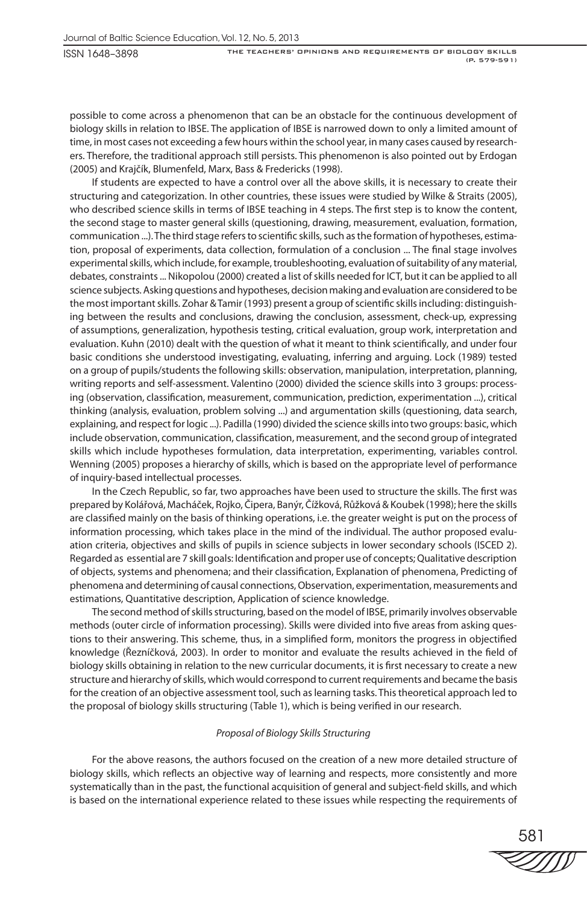possible to come across a phenomenon that can be an obstacle for the continuous development of biology skills in relation to IBSE. The application of IBSE is narrowed down to only a limited amount of time, in most cases not exceeding a few hours within the school year, in many cases caused by researchers. Therefore, the traditional approach still persists. This phenomenon is also pointed out by Erdogan (2005) and Krajčík, Blumenfeld, Marx, Bass & Fredericks (1998).

If students are expected to have a control over all the above skills, it is necessary to create their structuring and categorization. In other countries, these issues were studied by Wilke & Straits (2005), who described science skills in terms of IBSE teaching in 4 steps. The first step is to know the content, the second stage to master general skills (questioning, drawing, measurement, evaluation, formation, communication ...). The third stage refers to scientific skills, such as the formation of hypotheses, estimation, proposal of experiments, data collection, formulation of a conclusion ... The final stage involves experimental skills, which include, for example, troubleshooting, evaluation of suitability of any material, debates, constraints ... Nikopolou (2000) created a list of skills needed for ICT, but it can be applied to all science subjects. Asking questions and hypotheses, decision making and evaluation are considered to be the most important skills. Zohar & Tamir (1993) present a group of scientific skills including: distinguishing between the results and conclusions, drawing the conclusion, assessment, check-up, expressing of assumptions, generalization, hypothesis testing, critical evaluation, group work, interpretation and evaluation. Kuhn (2010) dealt with the question of what it meant to think scientifically, and under four basic conditions she understood investigating, evaluating, inferring and arguing. Lock (1989) tested on a group of pupils/students the following skills: observation, manipulation, interpretation, planning, writing reports and self-assessment. Valentino (2000) divided the science skills into 3 groups: processing (observation, classification, measurement, communication, prediction, experimentation ...), critical thinking (analysis, evaluation, problem solving ...) and argumentation skills (questioning, data search, explaining, and respect for logic ...). Padilla (1990) divided the science skills into two groups: basic, which include observation, communication, classification, measurement, and the second group of integrated skills which include hypotheses formulation, data interpretation, experimenting, variables control. Wenning (2005) proposes a hierarchy of skills, which is based on the appropriate level of performance of inquiry-based intellectual processes.

In the Czech Republic, so far, two approaches have been used to structure the skills. The first was prepared by Kolářová, Macháček, Rojko, Čipera, Banýr, Čížková, Růžková & Koubek (1998); here the skills are classified mainly on the basis of thinking operations, i.e. the greater weight is put on the process of information processing, which takes place in the mind of the individual. The author proposed evaluation criteria, objectives and skills of pupils in science subjects in lower secondary schools (ISCED 2). Regarded as essential are 7 skill goals: Identification and proper use of concepts; Qualitative description of objects, systems and phenomena; and their classification, Explanation of phenomena, Predicting of phenomena and determining of causal connections, Observation, experimentation, measurements and estimations, Quantitative description, Application of science knowledge.

The second method of skills structuring, based on the model of IBSE, primarily involves observable methods (outer circle of information processing). Skills were divided into five areas from asking questions to their answering. This scheme, thus, in a simplified form, monitors the progress in objectified knowledge (Řezníčková, 2003). In order to monitor and evaluate the results achieved in the field of biology skills obtaining in relation to the new curricular documents, it is first necessary to create a new structure and hierarchy of skills, which would correspond to current requirements and became the basis for the creation of an objective assessment tool, such as learning tasks. This theoretical approach led to the proposal of biology skills structuring (Table 1), which is being verified in our research.

*Proposal of Biology Skills Structuring*

For the above reasons, the authors focused on the creation of a new more detailed structure of biology skills, which reflects an objective way of learning and respects, more consistently and more systematically than in the past, the functional acquisition of general and subject-field skills, and which is based on the international experience related to these issues while respecting the requirements of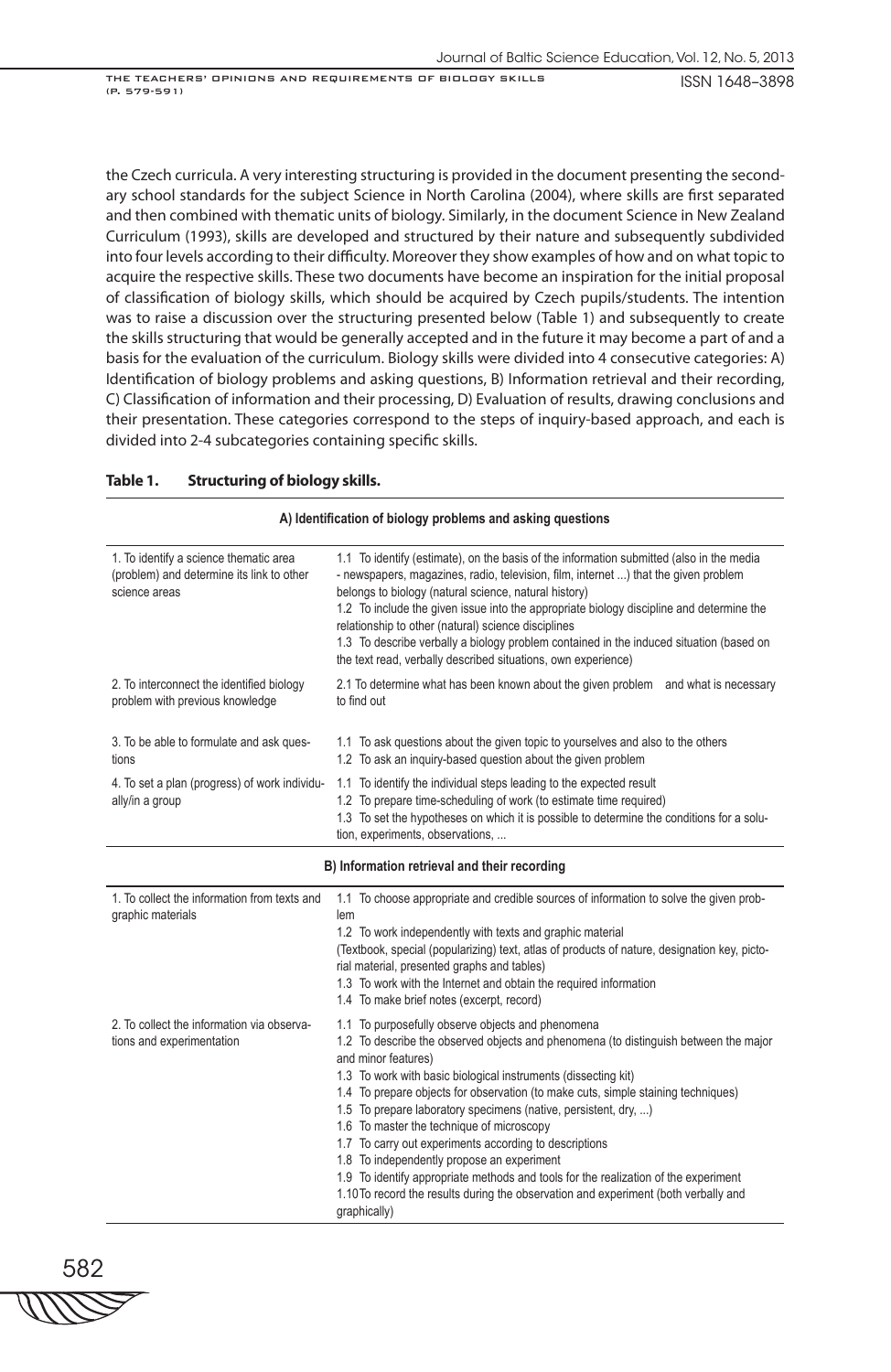the Czech curricula. A very interesting structuring is provided in the document presenting the secondary school standards for the subject Science in North Carolina (2004), where skills are first separated and then combined with thematic units of biology. Similarly, in the document Science in New Zealand Curriculum (1993), skills are developed and structured by their nature and subsequently subdivided into four levels according to their difficulty. Moreover they show examples of how and on what topic to acquire the respective skills. These two documents have become an inspiration for the initial proposal of classification of biology skills, which should be acquired by Czech pupils/students. The intention was to raise a discussion over the structuring presented below (Table 1) and subsequently to create the skills structuring that would be generally accepted and in the future it may become a part of and a basis for the evaluation of the curriculum. Biology skills were divided into 4 consecutive categories: A) Identification of biology problems and asking questions, B) Information retrieval and their recording, C) Classification of information and their processing, D) Evaluation of results, drawing conclusions and their presentation. These categories correspond to the steps of inquiry-based approach, and each is divided into 2-4 subcategories containing specific skills.

**Table 1. Structuring of biology skills.**

| **A) Identification of biology problems and asking questions** | |
|---|---|
| 1. To identify a science thematic area (problem) and determine its link to other science areas | 1.1 To identify (estimate), on the basis of the information submitted (also in the media - newspapers, magazines, radio, television, film, internet ...) that the given problem belongs to biology (natural science, natural history)<br>1.2 To include the given issue into the appropriate biology discipline and determine the relationship to other (natural) science disciplines<br>1.3 To describe verbally a biology problem contained in the induced situation (based on the text read, verbally described situations, own experience) |
| 2. To interconnect the identified biology problem with previous knowledge | 2.1 To determine what has been known about the given problem and what is necessary to find out |
| 3. To be able to formulate and ask questions | 1.1 To ask questions about the given topic to yourselves and also to the others<br>1.2 To ask an inquiry-based question about the given problem |
| 4. To set a plan (progress) of work individually/in a group | 1.1 To identify the individual steps leading to the expected result<br>1.2 To prepare time-scheduling of work (to estimate time required)<br>1.3 To set the hypotheses on which it is possible to determine the conditions for a solution, experiments, observations, ... |
| **B) Information retrieval and their recording** | |
| 1. To collect the information from texts and graphic materials | 1.1 To choose appropriate and credible sources of information to solve the given problem<br>1.2 To work independently with texts and graphic material (Textbook, special (popularizing) text, atlas of products of nature, designation key, pictorial material, presented graphs and tables)<br>1.3 To work with the Internet and obtain the required information<br>1.4 To make brief notes (excerpt, record) |
| 2. To collect the information via observations and experimentation | 1.1 To purposefully observe objects and phenomena<br>1.2 To describe the observed objects and phenomena (to distinguish between the major and minor features)<br>1.3 To work with basic biological instruments (dissecting kit)<br>1.4 To prepare objects for observation (to make cuts, simple staining techniques)<br>1.5 To prepare laboratory specimens (native, persistent, dry, ...)<br>1.6 To master the technique of microscopy<br>1.7 To carry out experiments according to descriptions<br>1.8 To independently propose an experiment<br>1.9 To identify appropriate methods and tools for the realization of the experiment<br>1.10 To record the results during the observation and experiment (both verbally and graphically) |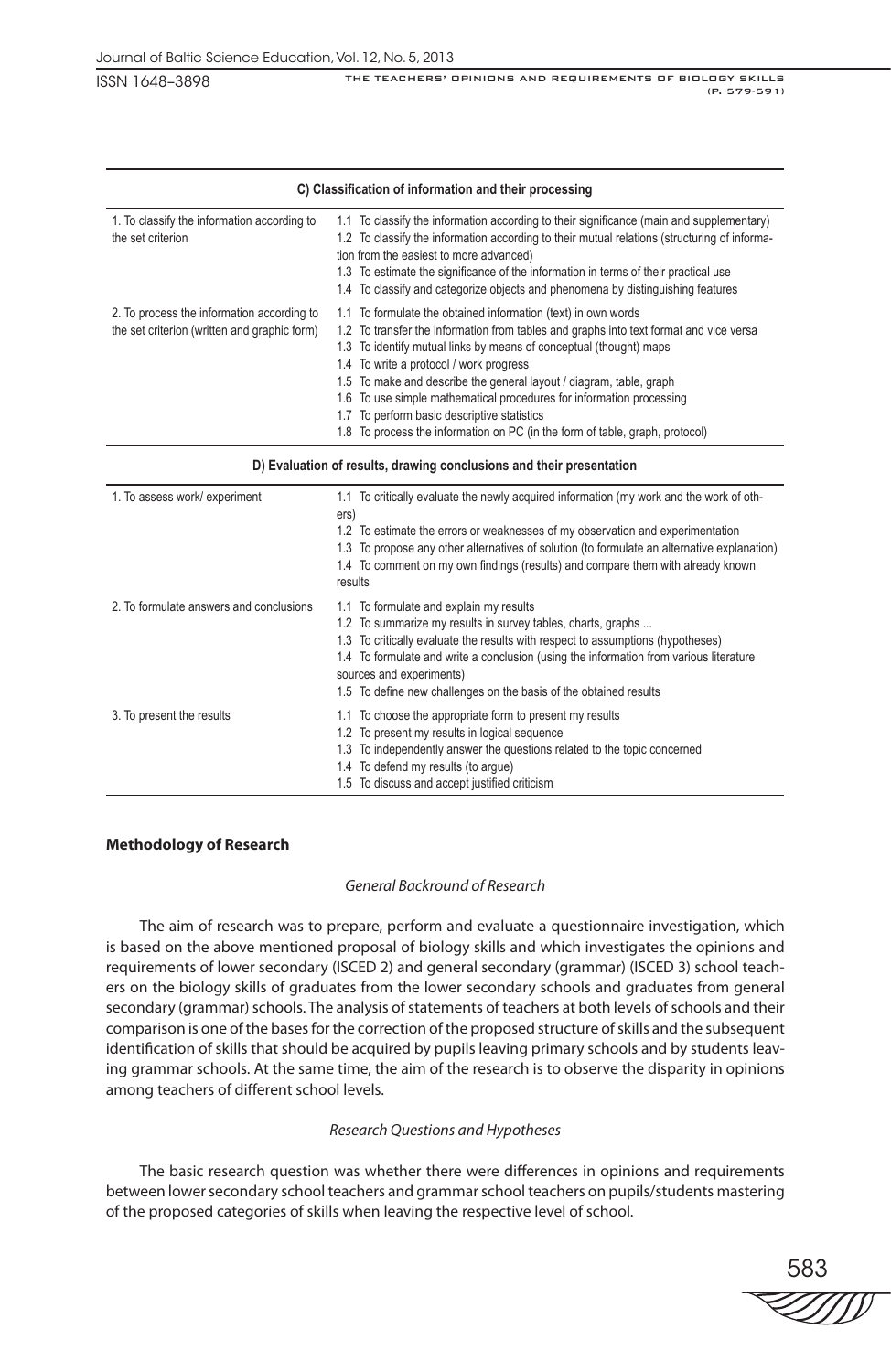| C) Classification of information and their processing | |
|---|---|
| 1. To classify the information according to the set criterion | 1.1 To classify the information according to their significance (main and supplementary)<br>1.2 To classify the information according to their mutual relations (structuring of information from the easiest to more advanced)<br>1.3 To estimate the significance of the information in terms of their practical use<br>1.4 To classify and categorize objects and phenomena by distinguishing features |
| 2. To process the information according to the set criterion (written and graphic form) | 1.1 To formulate the obtained information (text) in own words<br>1.2 To transfer the information from tables and graphs into text format and vice versa<br>1.3 To identify mutual links by means of conceptual (thought) maps<br>1.4 To write a protocol / work progress<br>1.5 To make and describe the general layout / diagram, table, graph<br>1.6 To use simple mathematical procedures for information processing<br>1.7 To perform basic descriptive statistics<br>1.8 To process the information on PC (in the form of table, graph, protocol) |
| **D) Evaluation of results, drawing conclusions and their presentation** | |
| 1. To assess work/ experiment | 1.1 To critically evaluate the newly acquired information (my work and the work of others)<br>1.2 To estimate the errors or weaknesses of my observation and experimentation<br>1.3 To propose any other alternatives of solution (to formulate an alternative explanation)<br>1.4 To comment on my own findings (results) and compare them with already known results |
| 2. To formulate answers and conclusions | 1.1 To formulate and explain my results<br>1.2 To summarize my results in survey tables, charts, graphs ...<br>1.3 To critically evaluate the results with respect to assumptions (hypotheses)<br>1.4 To formulate and write a conclusion (using the information from various literature sources and experiments)<br>1.5 To define new challenges on the basis of the obtained results |
| 3. To present the results | 1.1 To choose the appropriate form to present my results<br>1.2 To present my results in logical sequence<br>1.3 To independently answer the questions related to the topic concerned<br>1.4 To defend my results (to argue)<br>1.5 To discuss and accept justified criticism |

## Methodology of Research

### *General Backround of Research*

The aim of research was to prepare, perform and evaluate a questionnaire investigation, which is based on the above mentioned proposal of biology skills and which investigates the opinions and requirements of lower secondary (ISCED 2) and general secondary (grammar) (ISCED 3) school teachers on the biology skills of graduates from the lower secondary schools and graduates from general secondary (grammar) schools. The analysis of statements of teachers at both levels of schools and their comparison is one of the bases for the correction of the proposed structure of skills and the subsequent identification of skills that should be acquired by pupils leaving primary schools and by students leaving grammar schools. At the same time, the aim of the research is to observe the disparity in opinions among teachers of different school levels.

### *Research Questions and Hypotheses*

The basic research question was whether there were differences in opinions and requirements between lower secondary school teachers and grammar school teachers on pupils/students mastering of the proposed categories of skills when leaving the respective level of school.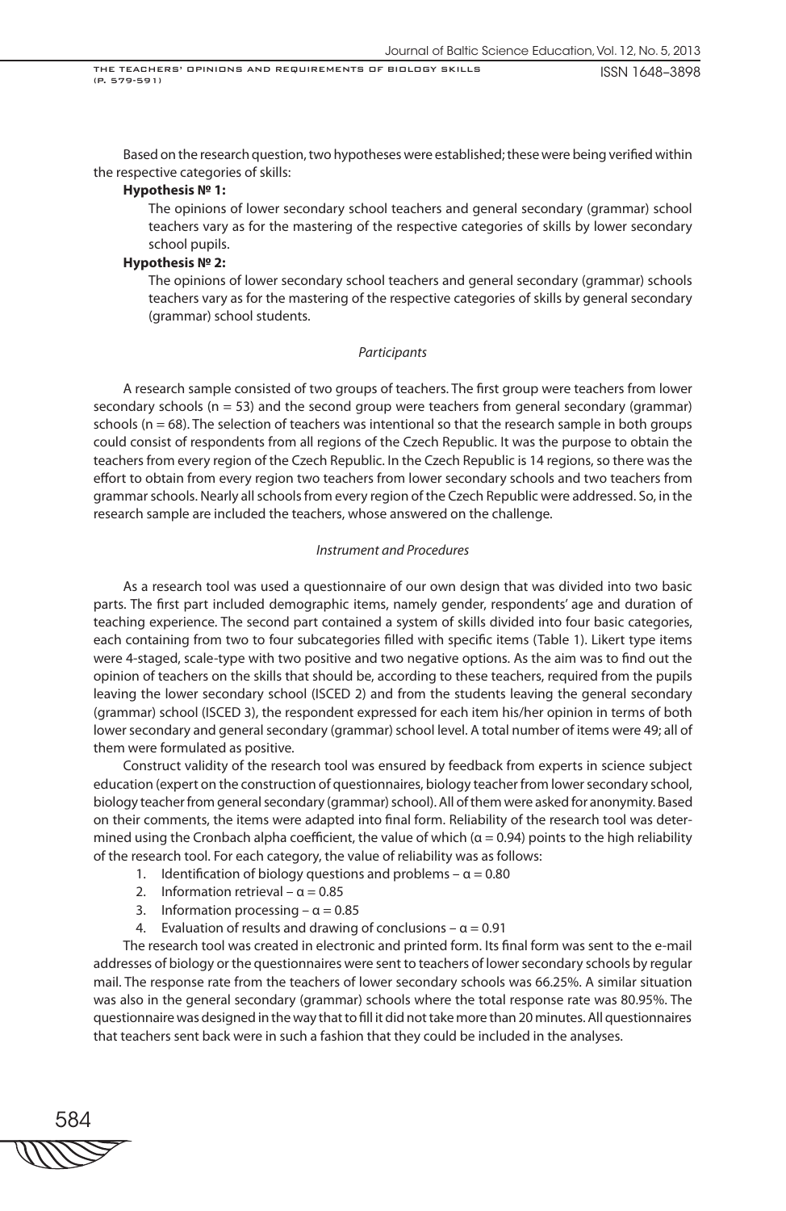Based on the research question, two hypotheses were established; these were being verified within the respective categories of skills:

**Hypothesis № 1:**

The opinions of lower secondary school teachers and general secondary (grammar) school teachers vary as for the mastering of the respective categories of skills by lower secondary school pupils.

**Hypothesis № 2:**

The opinions of lower secondary school teachers and general secondary (grammar) schools teachers vary as for the mastering of the respective categories of skills by general secondary (grammar) school students.

*Participants*

A research sample consisted of two groups of teachers. The first group were teachers from lower secondary schools (n = 53) and the second group were teachers from general secondary (grammar) schools (n = 68). The selection of teachers was intentional so that the research sample in both groups could consist of respondents from all regions of the Czech Republic. It was the purpose to obtain the teachers from every region of the Czech Republic. In the Czech Republic is 14 regions, so there was the effort to obtain from every region two teachers from lower secondary schools and two teachers from grammar schools. Nearly all schools from every region of the Czech Republic were addressed. So, in the research sample are included the teachers, whose answered on the challenge.

*Instrument and Procedures*

As a research tool was used a questionnaire of our own design that was divided into two basic parts. The first part included demographic items, namely gender, respondents' age and duration of teaching experience. The second part contained a system of skills divided into four basic categories, each containing from two to four subcategories filled with specific items (Table 1). Likert type items were 4-staged, scale-type with two positive and two negative options. As the aim was to find out the opinion of teachers on the skills that should be, according to these teachers, required from the pupils leaving the lower secondary school (ISCED 2) and from the students leaving the general secondary (grammar) school (ISCED 3), the respondent expressed for each item his/her opinion in terms of both lower secondary and general secondary (grammar) school level. A total number of items were 49; all of them were formulated as positive.

Construct validity of the research tool was ensured by feedback from experts in science subject education (expert on the construction of questionnaires, biology teacher from lower secondary school, biology teacher from general secondary (grammar) school). All of them were asked for anonymity. Based on their comments, the items were adapted into final form. Reliability of the research tool was determined using the Cronbach alpha coefficient, the value of which ($\alpha = 0.94$) points to the high reliability of the research tool. For each category, the value of reliability was as follows:

1. Identification of biology questions and problems – $\alpha = 0.80$
2. Information retrieval – $\alpha = 0.85$
3. Information processing – $\alpha = 0.85$
4. Evaluation of results and drawing of conclusions – $\alpha = 0.91$

The research tool was created in electronic and printed form. Its final form was sent to the e-mail addresses of biology or the questionnaires were sent to teachers of lower secondary schools by regular mail. The response rate from the teachers of lower secondary schools was 66.25%. A similar situation was also in the general secondary (grammar) schools where the total response rate was 80.95%. The questionnaire was designed in the way that to fill it did not take more than 20 minutes. All questionnaires that teachers sent back were in such a fashion that they could be included in the analyses.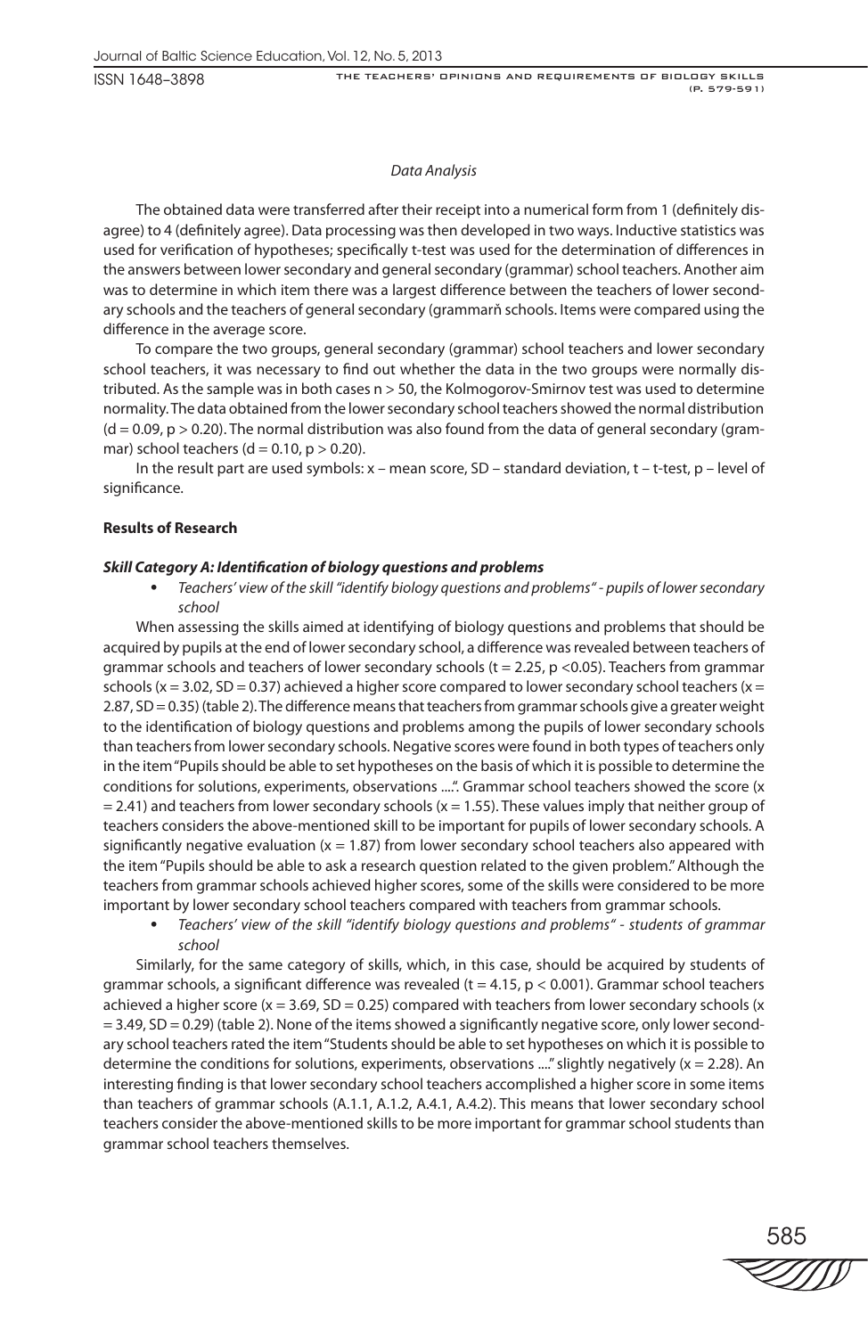*Data Analysis*

The obtained data were transferred after their receipt into a numerical form from 1 (definitely disagree) to 4 (definitely agree). Data processing was then developed in two ways. Inductive statistics was used for verification of hypotheses; specifically t-test was used for the determination of differences in the answers between lower secondary and general secondary (grammar) school teachers. Another aim was to determine in which item there was a largest difference between the teachers of lower secondary schools and the teachers of general secondary (grammarň schools. Items were compared using the difference in the average score.

To compare the two groups, general secondary (grammar) school teachers and lower secondary school teachers, it was necessary to find out whether the data in the two groups were normally distributed. As the sample was in both cases $n > 50$, the Kolmogorov-Smirnov test was used to determine normality. The data obtained from the lower secondary school teachers showed the normal distribution ($d = 0.09$, $p > 0.20$). The normal distribution was also found from the data of general secondary (grammar) school teachers ($d = 0.10$, $p > 0.20$).

In the result part are used symbols: x – mean score, SD – standard deviation, t – t-test, p – level of significance.

## Results of Research

### *Skill Category A: Identification of biology questions and problems*

- *Teachers' view of the skill "identify biology questions and problems" - pupils of lower secondary school*

When assessing the skills aimed at identifying of biology questions and problems that should be acquired by pupils at the end of lower secondary school, a difference was revealed between teachers of grammar schools and teachers of lower secondary schools ($t = 2.25$, $p < 0.05$). Teachers from grammar schools ($x = 3.02$, $SD = 0.37$) achieved a higher score compared to lower secondary school teachers ($x = 2.87$, $SD = 0.35$) (table 2). The difference means that teachers from grammar schools give a greater weight to the identification of biology questions and problems among the pupils of lower secondary schools than teachers from lower secondary schools. Negative scores were found in both types of teachers only in the item "Pupils should be able to set hypotheses on the basis of which it is possible to determine the conditions for solutions, experiments, observations ....". Grammar school teachers showed the score ($x = 2.41$) and teachers from lower secondary schools ($x = 1.55$). These values imply that neither group of teachers considers the above-mentioned skill to be important for pupils of lower secondary schools. A significantly negative evaluation ($x = 1.87$) from lower secondary school teachers also appeared with the item "Pupils should be able to ask a research question related to the given problem." Although the teachers from grammar schools achieved higher scores, some of the skills were considered to be more important by lower secondary school teachers compared with teachers from grammar schools.

- *Teachers' view of the skill "identify biology questions and problems" - students of grammar school*

Similarly, for the same category of skills, which, in this case, should be acquired by students of grammar schools, a significant difference was revealed ($t = 4.15$, $p < 0.001$). Grammar school teachers achieved a higher score ($x = 3.69$, $SD = 0.25$) compared with teachers from lower secondary schools ($x = 3.49$, $SD = 0.29$) (table 2). None of the items showed a significantly negative score, only lower secondary school teachers rated the item "Students should be able to set hypotheses on which it is possible to determine the conditions for solutions, experiments, observations ...." slightly negatively ($x = 2.28$). An interesting finding is that lower secondary school teachers accomplished a higher score in some items than teachers of grammar schools (A.1.1, A.1.2, A.4.1, A.4.2). This means that lower secondary school teachers consider the above-mentioned skills to be more important for grammar school students than grammar school teachers themselves.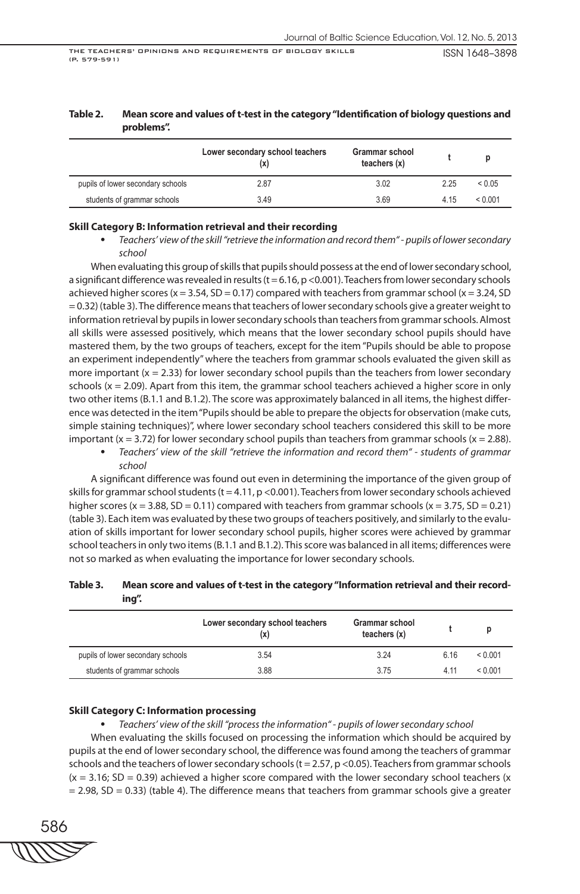**Table 2. Mean score and values of t-test in the category "Identification of biology questions and problems".**

| | Lower secondary school teachers (x) | Grammar school teachers (x) | t | p |
|---|---|---|---|---|
| pupils of lower secondary schools | 2.87 | 3.02 | 2.25 | $< 0.05$ |
| students of grammar schools | 3.49 | 3.69 | 4.15 | $< 0.001$ |

**Skill Category B: Information retrieval and their recording**

- *Teachers' view of the skill "retrieve the information and record them" - pupils of lower secondary school*

When evaluating this group of skills that pupils should possess at the end of lower secondary school, a significant difference was revealed in results ($t = 6.16$, $p < 0.001$). Teachers from lower secondary schools achieved higher scores ($x = 3.54$, $SD = 0.17$) compared with teachers from grammar school ($x = 3.24$, $SD = 0.32$) (table 3). The difference means that teachers of lower secondary schools give a greater weight to information retrieval by pupils in lower secondary schools than teachers from grammar schools. Almost all skills were assessed positively, which means that the lower secondary school pupils should have mastered them, by the two groups of teachers, except for the item "Pupils should be able to propose an experiment independently" where the teachers from grammar schools evaluated the given skill as more important ($x = 2.33$) for lower secondary school pupils than the teachers from lower secondary schools ($x = 2.09$). Apart from this item, the grammar school teachers achieved a higher score in only two other items (B.1.1 and B.1.2). The score was approximately balanced in all items, the highest difference was detected in the item "Pupils should be able to prepare the objects for observation (make cuts, simple staining techniques)", where lower secondary school teachers considered this skill to be more important ($x = 3.72$) for lower secondary school pupils than teachers from grammar schools ($x = 2.88$).

- *Teachers' view of the skill "retrieve the information and record them" - students of grammar school*

A significant difference was found out even in determining the importance of the given group of skills for grammar school students ($t = 4.11$, $p < 0.001$). Teachers from lower secondary schools achieved higher scores ($x = 3.88$, $SD = 0.11$) compared with teachers from grammar schools ($x = 3.75$, $SD = 0.21$) (table 3). Each item was evaluated by these two groups of teachers positively, and similarly to the evaluation of skills important for lower secondary school pupils, higher scores were achieved by grammar school teachers in only two items (B.1.1 and B.1.2). This score was balanced in all items; differences were not so marked as when evaluating the importance for lower secondary schools.

**Table 3. Mean score and values of t-test in the category "Information retrieval and their recording".**

| | Lower secondary school teachers (x) | Grammar school teachers (x) | t | p |
|---|---|---|---|---|
| pupils of lower secondary schools | 3.54 | 3.24 | 6.16 | $< 0.001$ |
| students of grammar schools | 3.88 | 3.75 | 4.11 | $< 0.001$ |

**Skill Category C: Information processing**

- *Teachers' view of the skill "process the information" - pupils of lower secondary school*

When evaluating the skills focused on processing the information which should be acquired by pupils at the end of lower secondary school, the difference was found among the teachers of grammar schools and the teachers of lower secondary schools ($t = 2.57$, $p < 0.05$). Teachers from grammar schools ($x = 3.16$; $SD = 0.39$) achieved a higher score compared with the lower secondary school teachers ($x = 2.98$, $SD = 0.33$) (table 4). The difference means that teachers from grammar schools give a greater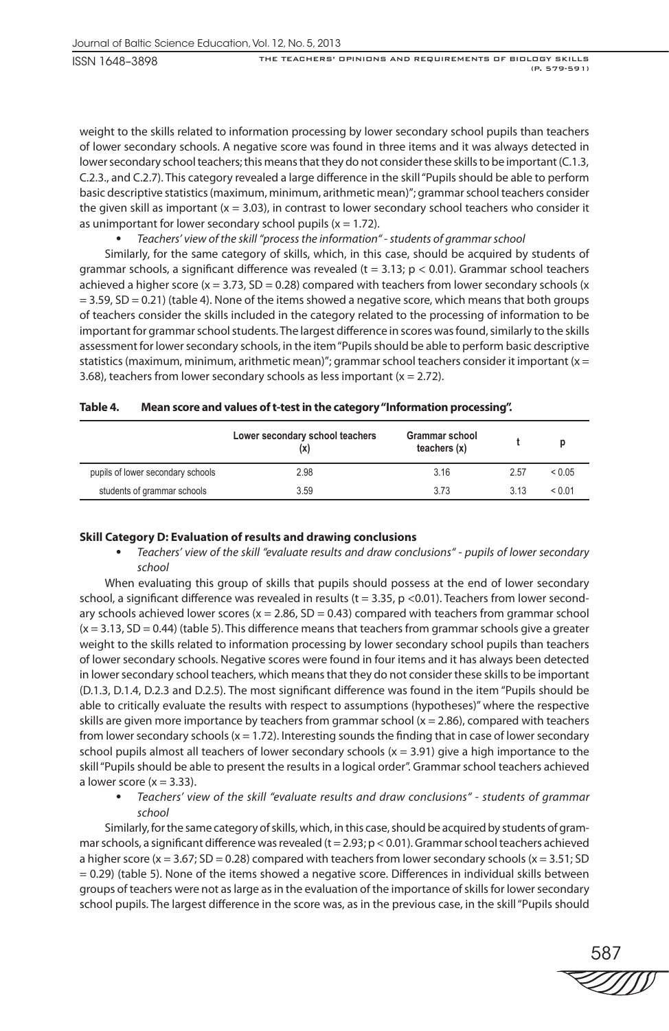weight to the skills related to information processing by lower secondary school pupils than teachers of lower secondary schools. A negative score was found in three items and it was always detected in lower secondary school teachers; this means that they do not consider these skills to be important (C.1.3, C.2.3., and C.2.7). This category revealed a large difference in the skill "Pupils should be able to perform basic descriptive statistics (maximum, minimum, arithmetic mean)"; grammar school teachers consider the given skill as important ($x = 3.03$), in contrast to lower secondary school teachers who consider it as unimportant for lower secondary school pupils ($x = 1.72$).

- *Teachers' view of the skill "process the information" - students of grammar school*

Similarly, for the same category of skills, which, in this case, should be acquired by students of grammar schools, a significant difference was revealed ($t = 3.13$; $p < 0.01$). Grammar school teachers achieved a higher score ($x = 3.73$, $SD = 0.28$) compared with teachers from lower secondary schools ($x = 3.59$, $SD = 0.21$) (table 4). None of the items showed a negative score, which means that both groups of teachers consider the skills included in the category related to the processing of information to be important for grammar school students. The largest difference in scores was found, similarly to the skills assessment for lower secondary schools, in the item "Pupils should be able to perform basic descriptive statistics (maximum, minimum, arithmetic mean)"; grammar school teachers consider it important ($x = 3.68$), teachers from lower secondary schools as less important ($x = 2.72$).

**Table 4. Mean score and values of t-test in the category "Information processing".**

| | Lower secondary school teachers (x) | Grammar school teachers (x) | t | p |
|---|---|---|---|---|
| pupils of lower secondary schools | 2.98 | 3.16 | 2.57 | < 0.05 |
| students of grammar schools | 3.59 | 3.73 | 3.13 | < 0.01 |

### Skill Category D: Evaluation of results and drawing conclusions

- *Teachers' view of the skill "evaluate results and draw conclusions" - pupils of lower secondary school*

When evaluating this group of skills that pupils should possess at the end of lower secondary school, a significant difference was revealed in results ($t = 3.35$, $p < 0.01$). Teachers from lower secondary schools achieved lower scores ($x = 2.86$, $SD = 0.43$) compared with teachers from grammar school ($x = 3.13$, $SD = 0.44$) (table 5). This difference means that teachers from grammar schools give a greater weight to the skills related to information processing by lower secondary school pupils than teachers of lower secondary schools. Negative scores were found in four items and it has always been detected in lower secondary school teachers, which means that they do not consider these skills to be important (D.1.3, D.1.4, D.2.3 and D.2.5). The most significant difference was found in the item "Pupils should be able to critically evaluate the results with respect to assumptions (hypotheses)" where the respective skills are given more importance by teachers from grammar school ($x = 2.86$), compared with teachers from lower secondary schools ($x = 1.72$). Interesting sounds the finding that in case of lower secondary school pupils almost all teachers of lower secondary schools ($x = 3.91$) give a high importance to the skill "Pupils should be able to present the results in a logical order". Grammar school teachers achieved a lower score ($x = 3.33$).

- *Teachers' view of the skill "evaluate results and draw conclusions" - students of grammar school*

Similarly, for the same category of skills, which, in this case, should be acquired by students of grammar schools, a significant difference was revealed ($t = 2.93$; $p < 0.01$). Grammar school teachers achieved a higher score ($x = 3.67$; $SD = 0.28$) compared with teachers from lower secondary schools ($x = 3.51$; $SD = 0.29$) (table 5). None of the items showed a negative score. Differences in individual skills between groups of teachers were not as large as in the evaluation of the importance of skills for lower secondary school pupils. The largest difference in the score was, as in the previous case, in the skill "Pupils should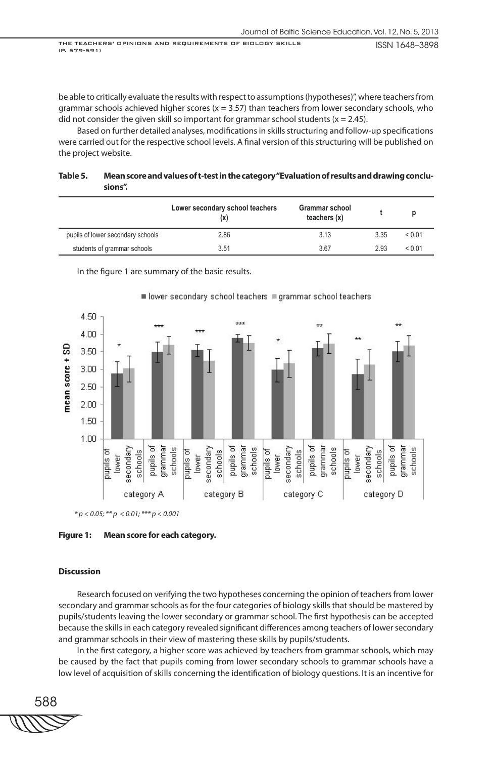be able to critically evaluate the results with respect to assumptions (hypotheses)", where teachers from grammar schools achieved higher scores ($x = 3.57$) than teachers from lower secondary schools, who did not consider the given skill so important for grammar school students ($x = 2.45$).

Based on further detailed analyses, modifications in skills structuring and follow-up specifications were carried out for the respective school levels. A final version of this structuring will be published on the project website.

**Table 5. Mean score and values of t-test in the category "Evaluation of results and drawing conclusions".**

| | Lower secondary school teachers (x) | Grammar school teachers (x) | t | p |
|---|---|---|---|---|
| pupils of lower secondary schools | 2.86 | 3.13 | 3.35 | < 0.01 |
| students of grammar schools | 3.51 | 3.67 | 2.93 | < 0.01 |

In the figure 1 are summary of the basic results.

*\* p < 0.05; \*\* p < 0.01; \*\*\* p < 0.001*

**Figure 1: Mean score for each category.**

### Discussion

Research focused on verifying the two hypotheses concerning the opinion of teachers from lower secondary and grammar schools as for the four categories of biology skills that should be mastered by pupils/students leaving the lower secondary or grammar school. The first hypothesis can be accepted because the skills in each category revealed significant differences among teachers of lower secondary and grammar schools in their view of mastering these skills by pupils/students.

In the first category, a higher score was achieved by teachers from grammar schools, which may be caused by the fact that pupils coming from lower secondary schools to grammar schools have a low level of acquisition of skills concerning the identification of biology questions. It is an incentive for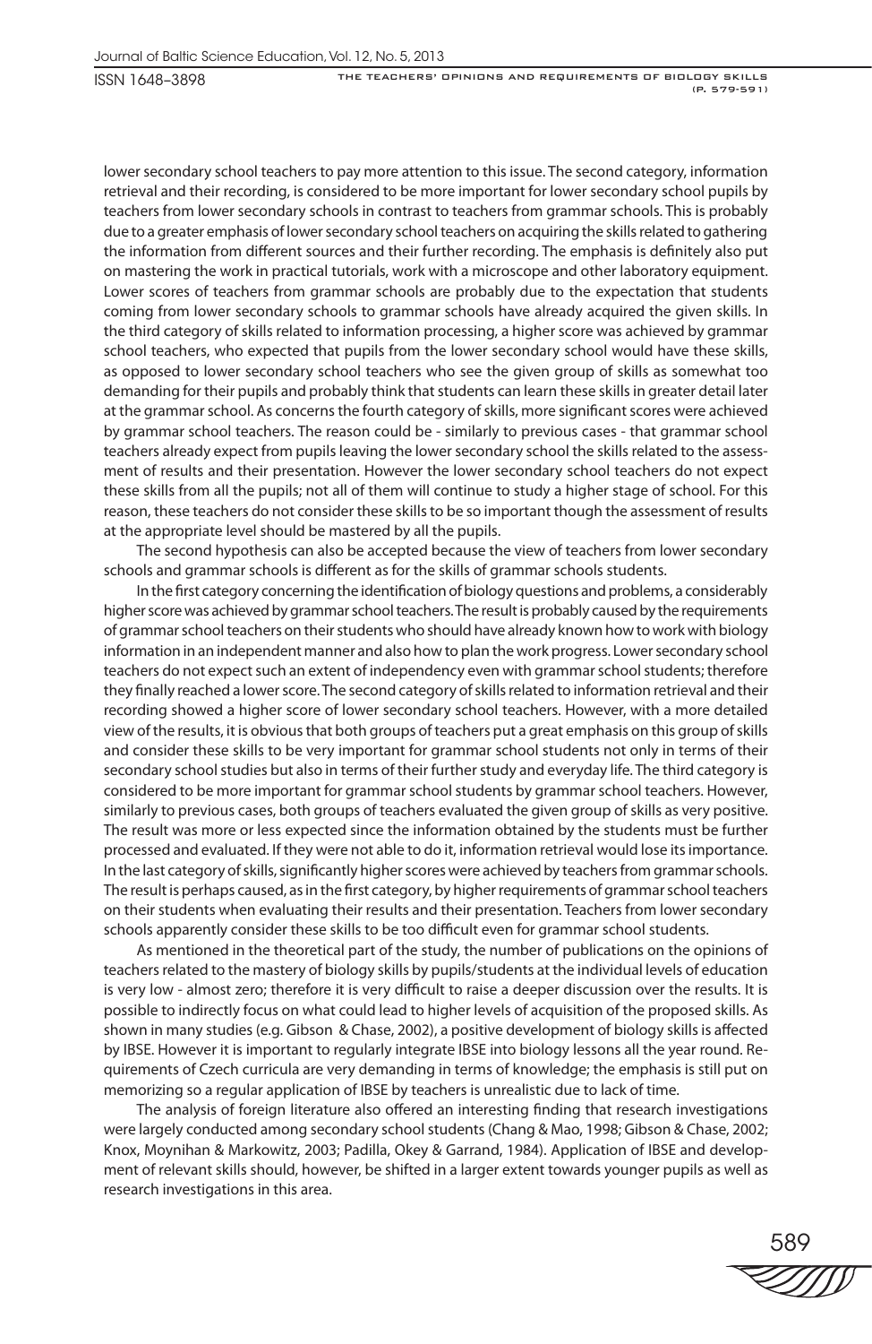lower secondary school teachers to pay more attention to this issue. The second category, information retrieval and their recording, is considered to be more important for lower secondary school pupils by teachers from lower secondary schools in contrast to teachers from grammar schools. This is probably due to a greater emphasis of lower secondary school teachers on acquiring the skills related to gathering the information from different sources and their further recording. The emphasis is definitely also put on mastering the work in practical tutorials, work with a microscope and other laboratory equipment. Lower scores of teachers from grammar schools are probably due to the expectation that students coming from lower secondary schools to grammar schools have already acquired the given skills. In the third category of skills related to information processing, a higher score was achieved by grammar school teachers, who expected that pupils from the lower secondary school would have these skills, as opposed to lower secondary school teachers who see the given group of skills as somewhat too demanding for their pupils and probably think that students can learn these skills in greater detail later at the grammar school. As concerns the fourth category of skills, more significant scores were achieved by grammar school teachers. The reason could be - similarly to previous cases - that grammar school teachers already expect from pupils leaving the lower secondary school the skills related to the assessment of results and their presentation. However the lower secondary school teachers do not expect these skills from all the pupils; not all of them will continue to study a higher stage of school. For this reason, these teachers do not consider these skills to be so important though the assessment of results at the appropriate level should be mastered by all the pupils.

The second hypothesis can also be accepted because the view of teachers from lower secondary schools and grammar schools is different as for the skills of grammar schools students.

In the first category concerning the identification of biology questions and problems, a considerably higher score was achieved by grammar school teachers. The result is probably caused by the requirements of grammar school teachers on their students who should have already known how to work with biology information in an independent manner and also how to plan the work progress. Lower secondary school teachers do not expect such an extent of independency even with grammar school students; therefore they finally reached a lower score. The second category of skills related to information retrieval and their recording showed a higher score of lower secondary school teachers. However, with a more detailed view of the results, it is obvious that both groups of teachers put a great emphasis on this group of skills and consider these skills to be very important for grammar school students not only in terms of their secondary school studies but also in terms of their further study and everyday life. The third category is considered to be more important for grammar school students by grammar school teachers. However, similarly to previous cases, both groups of teachers evaluated the given group of skills as very positive. The result was more or less expected since the information obtained by the students must be further processed and evaluated. If they were not able to do it, information retrieval would lose its importance. In the last category of skills, significantly higher scores were achieved by teachers from grammar schools. The result is perhaps caused, as in the first category, by higher requirements of grammar school teachers on their students when evaluating their results and their presentation. Teachers from lower secondary schools apparently consider these skills to be too difficult even for grammar school students.

As mentioned in the theoretical part of the study, the number of publications on the opinions of teachers related to the mastery of biology skills by pupils/students at the individual levels of education is very low - almost zero; therefore it is very difficult to raise a deeper discussion over the results. It is possible to indirectly focus on what could lead to higher levels of acquisition of the proposed skills. As shown in many studies (e.g. Gibson & Chase, 2002), a positive development of biology skills is affected by IBSE. However it is important to regularly integrate IBSE into biology lessons all the year round. Requirements of Czech curricula are very demanding in terms of knowledge; the emphasis is still put on memorizing so a regular application of IBSE by teachers is unrealistic due to lack of time.

The analysis of foreign literature also offered an interesting finding that research investigations were largely conducted among secondary school students (Chang & Mao, 1998; Gibson & Chase, 2002; Knox, Moynihan & Markowitz, 2003; Padilla, Okey & Garrand, 1984). Application of IBSE and development of relevant skills should, however, be shifted in a larger extent towards younger pupils as well as research investigations in this area.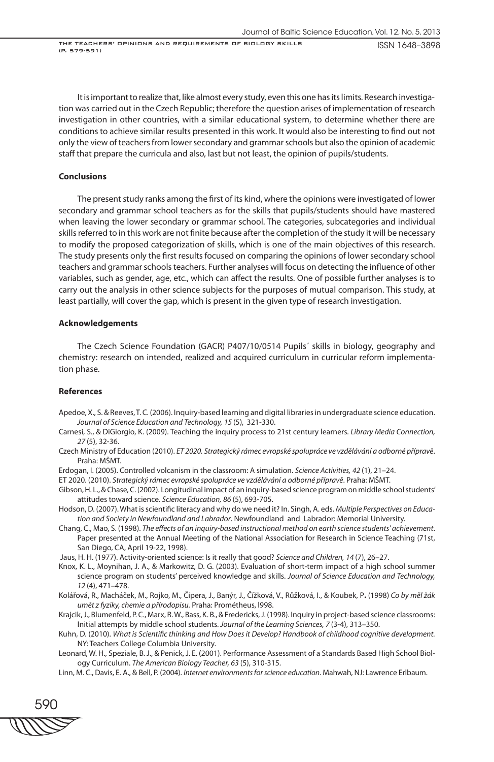It is important to realize that, like almost every study, even this one has its limits. Research investigation was carried out in the Czech Republic; therefore the question arises of implementation of research investigation in other countries, with a similar educational system, to determine whether there are conditions to achieve similar results presented in this work. It would also be interesting to find out not only the view of teachers from lower secondary and grammar schools but also the opinion of academic staff that prepare the curricula and also, last but not least, the opinion of pupils/students.

## Conclusions

The present study ranks among the first of its kind, where the opinions were investigated of lower secondary and grammar school teachers as for the skills that pupils/students should have mastered when leaving the lower secondary or grammar school. The categories, subcategories and individual skills referred to in this work are not finite because after the completion of the study it will be necessary to modify the proposed categorization of skills, which is one of the main objectives of this research. The study presents only the first results focused on comparing the opinions of lower secondary school teachers and grammar schools teachers. Further analyses will focus on detecting the influence of other variables, such as gender, age, etc., which can affect the results. One of possible further analyses is to carry out the analysis in other science subjects for the purposes of mutual comparison. This study, at least partially, will cover the gap, which is present in the given type of research investigation.

## Acknowledgements

The Czech Science Foundation (GACR) P407/10/0514 Pupils´ skills in biology, geography and chemistry: research on intended, realized and acquired curriculum in curricular reform implementation phase.

## References

Apedoe, X., S. & Reeves, T. C. (2006). Inquiry-based learning and digital libraries in undergraduate science education. *Journal of Science Education and Technology, 15* (5), 321-330.

Carnesi, S., & DiGiorgio, K. (2009). Teaching the inquiry process to 21st century learners. *Library Media Connection, 27* (5), 32-36.

Czech Ministry of Education (2010). *ET 2020. Strategický rámec evropské spolupráce ve vzdělávání a odborné přípravě*. Praha: MŠMT.

Erdogan, I. (2005). Controlled volcanism in the classroom: A simulation. *Science Activities, 42* (1), 21–24.

ET 2020. (2010). *Strategický rámec evropské spolupráce ve vzdělávání a odborné přípravě*. Praha: MŠMT.

Gibson, H. L., & Chase, C. (2002). Longitudinal impact of an inquiry-based science program on middle school students' attitudes toward science. *Science Education, 86* (5), 693-705.

Hodson, D. (2007). What is scientific literacy and why do we need it? In. Singh, A. eds. *Multiple Perspectives on Education and Society in Newfoundland and Labrador*. Newfoundland and Labrador: Memorial University.

Chang, C., Mao, S. (1998). *The effects of an inquiry-based instructional method on earth science students' achievement*. Paper presented at the Annual Meeting of the National Association for Research in Science Teaching (71st, San Diego, CA, April 19-22, 1998).

Jaus, H. H. (1977). Activity-oriented science: Is it really that good? *Science and Children, 14* (7), 26–27.

Knox, K. L., Moynihan, J. A., & Markowitz, D. G. (2003). Evaluation of short-term impact of a high school summer science program on students' perceived knowledge and skills. *Journal of Science Education and Technology, 12* (4), 471–478.

Kolářová, R., Macháček, M., Rojko, M., Čipera, J., Banýr, J., Čížková, V., Růžková, I., & Koubek, P**.** (1998) *Co by měl žák umět z fyziky, chemie a přírodopisu.* Praha: Prométheus, l998.

Krajcik, J., Blumenfeld, P. C., Marx, R. W., Bass, K. B., & Fredericks, J. (1998). Inquiry in project-based science classrooms: Initial attempts by middle school students. *Journal of the Learning Sciences, 7* (3-4), 313–350.

Kuhn, D. (2010). *What is Scientific thinking and How Does it Develop? Handbook of childhood cognitive development.* NY: Teachers College Columbia University.

Leonard, W. H., Speziale, B. J., & Penick, J. E. (2001). Performance Assessment of a Standards Based High School Biology Curriculum. *The American Biology Teacher, 63* (5), 310-315.

Linn, M. C., Davis, E. A., & Bell, P. (2004). *Internet environments for science education*. Mahwah, NJ: Lawrence Erlbaum.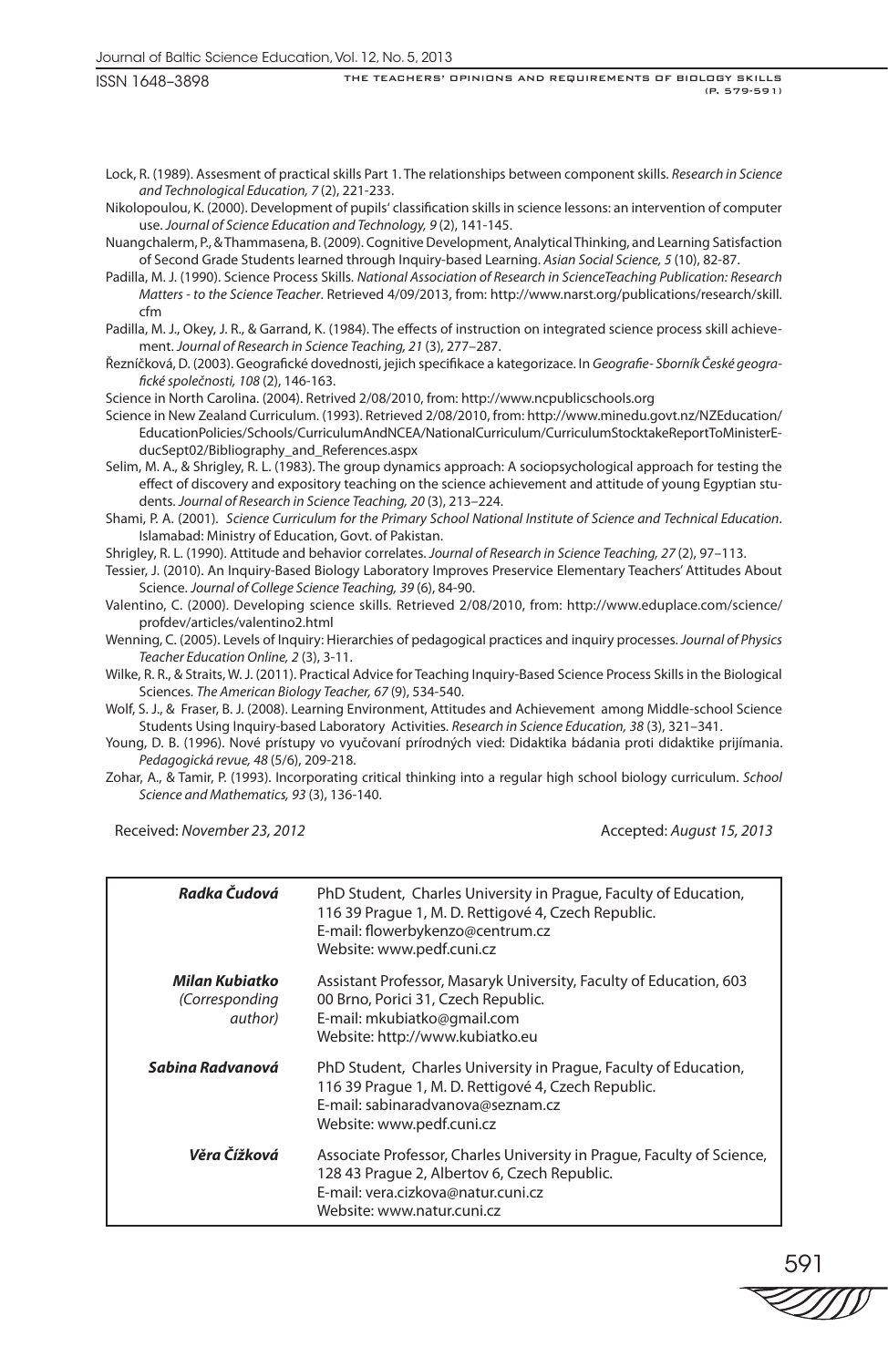Lock, R. (1989). Assesment of practical skills Part 1. The relationships between component skills. *Research in Science and Technological Education, 7* (2), 221-233.

Nikolopoulou, K. (2000). Development of pupils' classification skills in science lessons: an intervention of computer use. *Journal of Science Education and Technology, 9* (2), 141-145.

Nuangchalerm, P., & Thammasena, B. (2009). Cognitive Development, Analytical Thinking, and Learning Satisfaction of Second Grade Students learned through Inquiry-based Learning. *Asian Social Science, 5* (10), 82-87.

Padilla, M. J. (1990). Science Process Skills. *National Association of Research in ScienceTeaching Publication: Research Matters - to the Science Teacher*. Retrieved 4/09/2013, from: http://www.narst.org/publications/research/skill.cfm

Padilla, M. J., Okey, J. R., & Garrand, K. (1984). The effects of instruction on integrated science process skill achievement. *Journal of Research in Science Teaching, 21* (3), 277–287.

Řezníčková, D. (2003). Geografické dovednosti, jejich specifikace a kategorizace. In *Geografie- Sborník České geografické společnosti, 108* (2), 146-163.

Science in North Carolina. (2004). Retrived 2/08/2010, from: http://www.ncpublicschools.org

Science in New Zealand Curriculum. (1993). Retrieved 2/08/2010, from: http://www.minedu.govt.nz/NZEducation/EducationPolicies/Schools/CurriculumAndNCEA/NationalCurriculum/CurriculumStocktakeReportToMinisterEducSept02/Bibliography_and_References.aspx

Selim, M. A., & Shrigley, R. L. (1983). The group dynamics approach: A sociopsychological approach for testing the effect of discovery and expository teaching on the science achievement and attitude of young Egyptian students. *Journal of Research in Science Teaching, 20* (3), 213–224.

Shami, P. A. (2001). *Science Curriculum for the Primary School National Institute of Science and Technical Education*. Islamabad: Ministry of Education, Govt. of Pakistan.

Shrigley, R. L. (1990). Attitude and behavior correlates. *Journal of Research in Science Teaching, 27* (2), 97–113.

Tessier, J. (2010). An Inquiry-Based Biology Laboratory Improves Preservice Elementary Teachers' Attitudes About Science. *Journal of College Science Teaching, 39* (6), 84-90.

Valentino, C. (2000). Developing science skills. Retrieved 2/08/2010, from: http://www.eduplace.com/science/profdev/articles/valentino2.html

Wenning, C. (2005). Levels of Inquiry: Hierarchies of pedagogical practices and inquiry processes. *Journal of Physics Teacher Education Online, 2* (3), 3-11.

Wilke, R. R., & Straits, W. J. (2011). Practical Advice for Teaching Inquiry-Based Science Process Skills in the Biological Sciences. *The American Biology Teacher, 67* (9), 534-540.

Wolf, S. J., & Fraser, B. J. (2008). Learning Environment, Attitudes and Achievement among Middle-school Science Students Using Inquiry-based Laboratory Activities. *Research in Science Education, 38* (3), 321–341.

Young, D. B. (1996). Nové prístupy vo vyučovaní prírodných vied: Didaktika bádania proti didaktike prijímania. *Pedagogická revue, 48* (5/6), 209-218.

Zohar, A., & Tamir, P. (1993). Incorporating critical thinking into a regular high school biology curriculum. *School Science and Mathematics, 93* (3), 136-140.

Received: *November 23, 2012* Accepted: *August 15, 2013*

| | |
|---|---|
| ***Radka Čudová*** | PhD Student, Charles University in Prague, Faculty of Education, 116 39 Prague 1, M. D. Rettigové 4, Czech Republic.<br>E-mail: flowerbykenzo@centrum.cz<br>Website: www.pedf.cuni.cz |
| ***Milan Kubiatko*** *(Corresponding author)* | Assistant Professor, Masaryk University, Faculty of Education, 603 00 Brno, Porici 31, Czech Republic.<br>E-mail: mkubiatko@gmail.com<br>Website: http://www.kubiatko.eu |
| ***Sabina Radvanová*** | PhD Student, Charles University in Prague, Faculty of Education, 116 39 Prague 1, M. D. Rettigové 4, Czech Republic.<br>E-mail: sabinaradvanova@seznam.cz<br>Website: www.pedf.cuni.cz |
| ***Věra Čížková*** | Associate Professor, Charles University in Prague, Faculty of Science, 128 43 Prague 2, Albertov 6, Czech Republic.<br>E-mail: vera.cizkova@natur.cuni.cz<br>Website: www.natur.cuni.cz |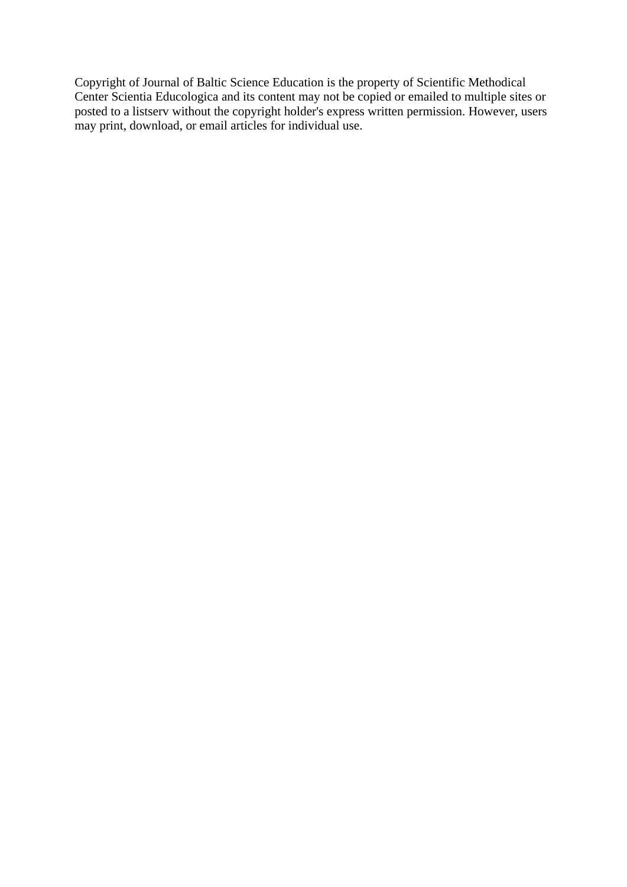Copyright of Journal of Baltic Science Education is the property of Scientific Methodical Center Scientia Educologica and its content may not be copied or emailed to multiple sites or posted to a listserv without the copyright holder's express written permission. However, users may print, download, or email articles for individual use.